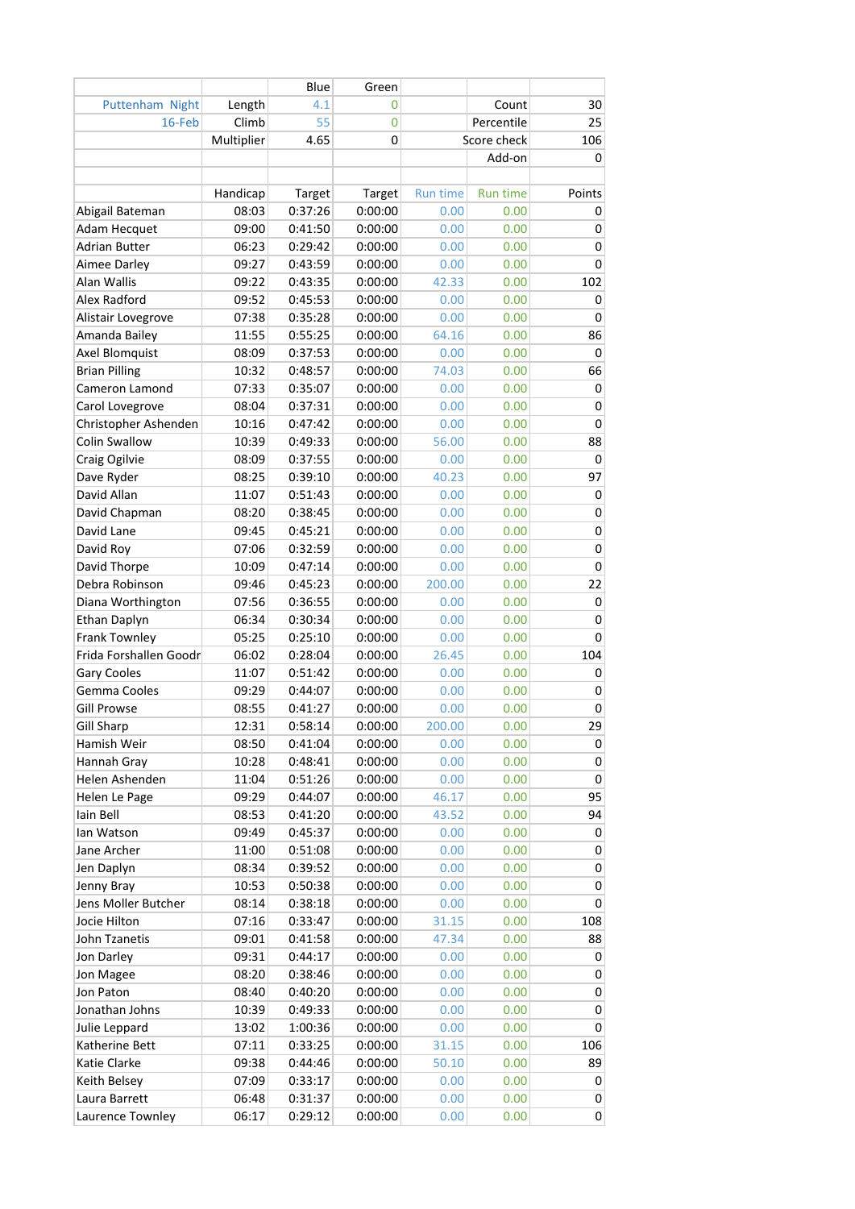| | | Blue | Green | | | |
|---|---|---|---|---|---|---|
| Puttenham Night | Length | 4.1 | 0 | | Count | 30 |
| 16-Feb | Climb | 55 | 0 | | Percentile | 25 |
| | Multiplier | 4.65 | 0 | | Score check | 106 |
| | | | | | Add-on | 0 |
| | | | | | | |
| | Handicap | Target | Target | Run time | Run time | Points |
| Abigail Bateman | 08:03 | 0:37:26 | 0:00:00 | 0.00 | 0.00 | 0 |
| Adam Hecquet | 09:00 | 0:41:50 | 0:00:00 | 0.00 | 0.00 | 0 |
| Adrian Butter | 06:23 | 0:29:42 | 0:00:00 | 0.00 | 0.00 | 0 |
| Aimee Darley | 09:27 | 0:43:59 | 0:00:00 | 0.00 | 0.00 | 0 |
| Alan Wallis | 09:22 | 0:43:35 | 0:00:00 | 42.33 | 0.00 | 102 |
| Alex Radford | 09:52 | 0:45:53 | 0:00:00 | 0.00 | 0.00 | 0 |
| Alistair Lovegrove | 07:38 | 0:35:28 | 0:00:00 | 0.00 | 0.00 | 0 |
| Amanda Bailey | 11:55 | 0:55:25 | 0:00:00 | 64.16 | 0.00 | 86 |
| Axel Blomquist | 08:09 | 0:37:53 | 0:00:00 | 0.00 | 0.00 | 0 |
| Brian Pilling | 10:32 | 0:48:57 | 0:00:00 | 74.03 | 0.00 | 66 |
| Cameron Lamond | 07:33 | 0:35:07 | 0:00:00 | 0.00 | 0.00 | 0 |
| Carol Lovegrove | 08:04 | 0:37:31 | 0:00:00 | 0.00 | 0.00 | 0 |
| Christopher Ashenden | 10:16 | 0:47:42 | 0:00:00 | 0.00 | 0.00 | 0 |
| Colin Swallow | 10:39 | 0:49:33 | 0:00:00 | 56.00 | 0.00 | 88 |
| Craig Ogilvie | 08:09 | 0:37:55 | 0:00:00 | 0.00 | 0.00 | 0 |
| Dave Ryder | 08:25 | 0:39:10 | 0:00:00 | 40.23 | 0.00 | 97 |
| David Allan | 11:07 | 0:51:43 | 0:00:00 | 0.00 | 0.00 | 0 |
| David Chapman | 08:20 | 0:38:45 | 0:00:00 | 0.00 | 0.00 | 0 |
| David Lane | 09:45 | 0:45:21 | 0:00:00 | 0.00 | 0.00 | 0 |
| David Roy | 07:06 | 0:32:59 | 0:00:00 | 0.00 | 0.00 | 0 |
| David Thorpe | 10:09 | 0:47:14 | 0:00:00 | 0.00 | 0.00 | 0 |
| Debra Robinson | 09:46 | 0:45:23 | 0:00:00 | 200.00 | 0.00 | 22 |
| Diana Worthington | 07:56 | 0:36:55 | 0:00:00 | 0.00 | 0.00 | 0 |
| Ethan Daplyn | 06:34 | 0:30:34 | 0:00:00 | 0.00 | 0.00 | 0 |
| Frank Townley | 05:25 | 0:25:10 | 0:00:00 | 0.00 | 0.00 | 0 |
| Frida Forshallen Goodr | 06:02 | 0:28:04 | 0:00:00 | 26.45 | 0.00 | 104 |
| Gary Cooles | 11:07 | 0:51:42 | 0:00:00 | 0.00 | 0.00 | 0 |
| Gemma Cooles | 09:29 | 0:44:07 | 0:00:00 | 0.00 | 0.00 | 0 |
| Gill Prowse | 08:55 | 0:41:27 | 0:00:00 | 0.00 | 0.00 | 0 |
| Gill Sharp | 12:31 | 0:58:14 | 0:00:00 | 200.00 | 0.00 | 29 |
| Hamish Weir | 08:50 | 0:41:04 | 0:00:00 | 0.00 | 0.00 | 0 |
| Hannah Gray | 10:28 | 0:48:41 | 0:00:00 | 0.00 | 0.00 | 0 |
| Helen Ashenden | 11:04 | 0:51:26 | 0:00:00 | 0.00 | 0.00 | 0 |
| Helen Le Page | 09:29 | 0:44:07 | 0:00:00 | 46.17 | 0.00 | 95 |
| Iain Bell | 08:53 | 0:41:20 | 0:00:00 | 43.52 | 0.00 | 94 |
| Ian Watson | 09:49 | 0:45:37 | 0:00:00 | 0.00 | 0.00 | 0 |
| Jane Archer | 11:00 | 0:51:08 | 0:00:00 | 0.00 | 0.00 | 0 |
| Jen Daplyn | 08:34 | 0:39:52 | 0:00:00 | 0.00 | 0.00 | 0 |
| Jenny Bray | 10:53 | 0:50:38 | 0:00:00 | 0.00 | 0.00 | 0 |
| Jens Moller Butcher | 08:14 | 0:38:18 | 0:00:00 | 0.00 | 0.00 | 0 |
| Jocie Hilton | 07:16 | 0:33:47 | 0:00:00 | 31.15 | 0.00 | 108 |
| John Tzanetis | 09:01 | 0:41:58 | 0:00:00 | 47.34 | 0.00 | 88 |
| Jon Darley | 09:31 | 0:44:17 | 0:00:00 | 0.00 | 0.00 | 0 |
| Jon Magee | 08:20 | 0:38:46 | 0:00:00 | 0.00 | 0.00 | 0 |
| Jon Paton | 08:40 | 0:40:20 | 0:00:00 | 0.00 | 0.00 | 0 |
| Jonathan Johns | 10:39 | 0:49:33 | 0:00:00 | 0.00 | 0.00 | 0 |
| Julie Leppard | 13:02 | 1:00:36 | 0:00:00 | 0.00 | 0.00 | 0 |
| Katherine Bett | 07:11 | 0:33:25 | 0:00:00 | 31.15 | 0.00 | 106 |
| Katie Clarke | 09:38 | 0:44:46 | 0:00:00 | 50.10 | 0.00 | 89 |
| Keith Belsey | 07:09 | 0:33:17 | 0:00:00 | 0.00 | 0.00 | 0 |
| Laura Barrett | 06:48 | 0:31:37 | 0:00:00 | 0.00 | 0.00 | 0 |
| Laurence Townley | 06:17 | 0:29:12 | 0:00:00 | 0.00 | 0.00 | 0 |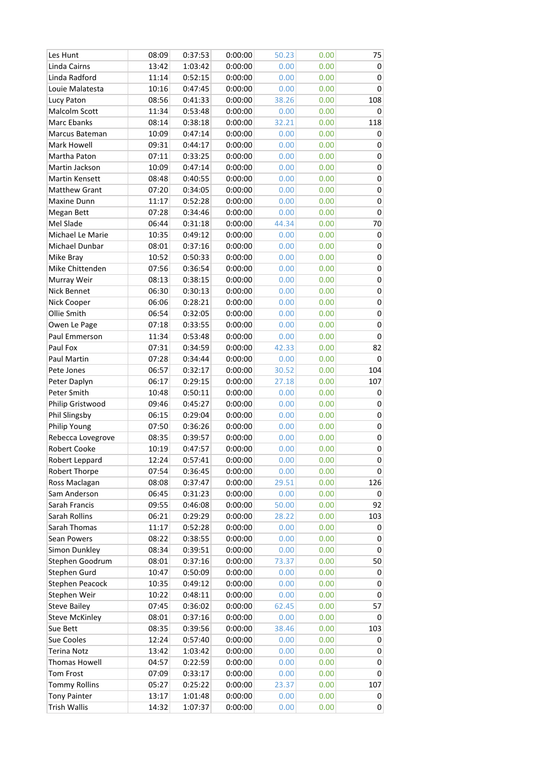| | | | | | | |
|---|---|---|---|---|---|---|
| Les Hunt | 08:09 | 0:37:53 | 0:00:00 | 50.23 | 0.00 | 75 |
| Linda Cairns | 13:42 | 1:03:42 | 0:00:00 | 0.00 | 0.00 | 0 |
| Linda Radford | 11:14 | 0:52:15 | 0:00:00 | 0.00 | 0.00 | 0 |
| Louie Malatesta | 10:16 | 0:47:45 | 0:00:00 | 0.00 | 0.00 | 0 |
| Lucy Paton | 08:56 | 0:41:33 | 0:00:00 | 38.26 | 0.00 | 108 |
| Malcolm Scott | 11:34 | 0:53:48 | 0:00:00 | 0.00 | 0.00 | 0 |
| Marc Ebanks | 08:14 | 0:38:18 | 0:00:00 | 32.21 | 0.00 | 118 |
| Marcus Bateman | 10:09 | 0:47:14 | 0:00:00 | 0.00 | 0.00 | 0 |
| Mark Howell | 09:31 | 0:44:17 | 0:00:00 | 0.00 | 0.00 | 0 |
| Martha Paton | 07:11 | 0:33:25 | 0:00:00 | 0.00 | 0.00 | 0 |
| Martin Jackson | 10:09 | 0:47:14 | 0:00:00 | 0.00 | 0.00 | 0 |
| Martin Kensett | 08:48 | 0:40:55 | 0:00:00 | 0.00 | 0.00 | 0 |
| Matthew Grant | 07:20 | 0:34:05 | 0:00:00 | 0.00 | 0.00 | 0 |
| Maxine Dunn | 11:17 | 0:52:28 | 0:00:00 | 0.00 | 0.00 | 0 |
| Megan Bett | 07:28 | 0:34:46 | 0:00:00 | 0.00 | 0.00 | 0 |
| Mel Slade | 06:44 | 0:31:18 | 0:00:00 | 44.34 | 0.00 | 70 |
| Michael Le Marie | 10:35 | 0:49:12 | 0:00:00 | 0.00 | 0.00 | 0 |
| Michael Dunbar | 08:01 | 0:37:16 | 0:00:00 | 0.00 | 0.00 | 0 |
| Mike Bray | 10:52 | 0:50:33 | 0:00:00 | 0.00 | 0.00 | 0 |
| Mike Chittenden | 07:56 | 0:36:54 | 0:00:00 | 0.00 | 0.00 | 0 |
| Murray Weir | 08:13 | 0:38:15 | 0:00:00 | 0.00 | 0.00 | 0 |
| Nick Bennet | 06:30 | 0:30:13 | 0:00:00 | 0.00 | 0.00 | 0 |
| Nick Cooper | 06:06 | 0:28:21 | 0:00:00 | 0.00 | 0.00 | 0 |
| Ollie Smith | 06:54 | 0:32:05 | 0:00:00 | 0.00 | 0.00 | 0 |
| Owen Le Page | 07:18 | 0:33:55 | 0:00:00 | 0.00 | 0.00 | 0 |
| Paul Emmerson | 11:34 | 0:53:48 | 0:00:00 | 0.00 | 0.00 | 0 |
| Paul Fox | 07:31 | 0:34:59 | 0:00:00 | 42.33 | 0.00 | 82 |
| Paul Martin | 07:28 | 0:34:44 | 0:00:00 | 0.00 | 0.00 | 0 |
| Pete Jones | 06:57 | 0:32:17 | 0:00:00 | 30.52 | 0.00 | 104 |
| Peter Daplyn | 06:17 | 0:29:15 | 0:00:00 | 27.18 | 0.00 | 107 |
| Peter Smith | 10:48 | 0:50:11 | 0:00:00 | 0.00 | 0.00 | 0 |
| Philip Gristwood | 09:46 | 0:45:27 | 0:00:00 | 0.00 | 0.00 | 0 |
| Phil Slingsby | 06:15 | 0:29:04 | 0:00:00 | 0.00 | 0.00 | 0 |
| Philip Young | 07:50 | 0:36:26 | 0:00:00 | 0.00 | 0.00 | 0 |
| Rebecca Lovegrove | 08:35 | 0:39:57 | 0:00:00 | 0.00 | 0.00 | 0 |
| Robert Cooke | 10:19 | 0:47:57 | 0:00:00 | 0.00 | 0.00 | 0 |
| Robert Leppard | 12:24 | 0:57:41 | 0:00:00 | 0.00 | 0.00 | 0 |
| Robert Thorpe | 07:54 | 0:36:45 | 0:00:00 | 0.00 | 0.00 | 0 |
| Ross Maclagan | 08:08 | 0:37:47 | 0:00:00 | 29.51 | 0.00 | 126 |
| Sam Anderson | 06:45 | 0:31:23 | 0:00:00 | 0.00 | 0.00 | 0 |
| Sarah Francis | 09:55 | 0:46:08 | 0:00:00 | 50.00 | 0.00 | 92 |
| Sarah Rollins | 06:21 | 0:29:29 | 0:00:00 | 28.22 | 0.00 | 103 |
| Sarah Thomas | 11:17 | 0:52:28 | 0:00:00 | 0.00 | 0.00 | 0 |
| Sean Powers | 08:22 | 0:38:55 | 0:00:00 | 0.00 | 0.00 | 0 |
| Simon Dunkley | 08:34 | 0:39:51 | 0:00:00 | 0.00 | 0.00 | 0 |
| Stephen Goodrum | 08:01 | 0:37:16 | 0:00:00 | 73.37 | 0.00 | 50 |
| Stephen Gurd | 10:47 | 0:50:09 | 0:00:00 | 0.00 | 0.00 | 0 |
| Stephen Peacock | 10:35 | 0:49:12 | 0:00:00 | 0.00 | 0.00 | 0 |
| Stephen Weir | 10:22 | 0:48:11 | 0:00:00 | 0.00 | 0.00 | 0 |
| Steve Bailey | 07:45 | 0:36:02 | 0:00:00 | 62.45 | 0.00 | 57 |
| Steve McKinley | 08:01 | 0:37:16 | 0:00:00 | 0.00 | 0.00 | 0 |
| Sue Bett | 08:35 | 0:39:56 | 0:00:00 | 38.46 | 0.00 | 103 |
| Sue Cooles | 12:24 | 0:57:40 | 0:00:00 | 0.00 | 0.00 | 0 |
| Terina Notz | 13:42 | 1:03:42 | 0:00:00 | 0.00 | 0.00 | 0 |
| Thomas Howell | 04:57 | 0:22:59 | 0:00:00 | 0.00 | 0.00 | 0 |
| Tom Frost | 07:09 | 0:33:17 | 0:00:00 | 0.00 | 0.00 | 0 |
| Tommy Rollins | 05:27 | 0:25:22 | 0:00:00 | 23.37 | 0.00 | 107 |
| Tony Painter | 13:17 | 1:01:48 | 0:00:00 | 0.00 | 0.00 | 0 |
| Trish Wallis | 14:32 | 1:07:37 | 0:00:00 | 0.00 | 0.00 | 0 |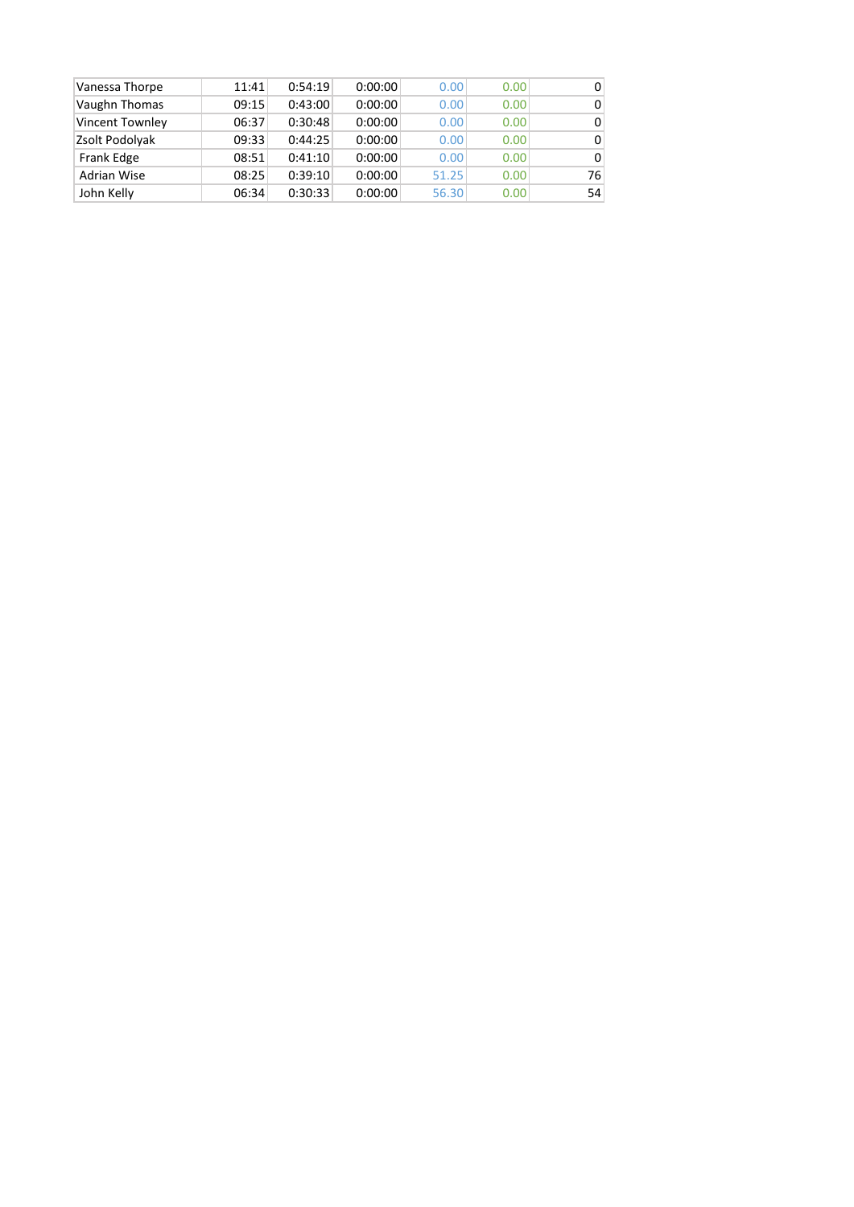| | | | | | | |
|---|---|---|---|---|---|---|
| Vanessa Thorpe | 11:41 | 0:54:19 | 0:00:00 | 0.00 | 0.00 | 0 |
| Vaughn Thomas | 09:15 | 0:43:00 | 0:00:00 | 0.00 | 0.00 | 0 |
| Vincent Townley | 06:37 | 0:30:48 | 0:00:00 | 0.00 | 0.00 | 0 |
| Zsolt Podolyak | 09:33 | 0:44:25 | 0:00:00 | 0.00 | 0.00 | 0 |
| Frank Edge | 08:51 | 0:41:10 | 0:00:00 | 0.00 | 0.00 | 0 |
| Adrian Wise | 08:25 | 0:39:10 | 0:00:00 | 51.25 | 0.00 | 76 |
| John Kelly | 06:34 | 0:30:33 | 0:00:00 | 56.30 | 0.00 | 54 |